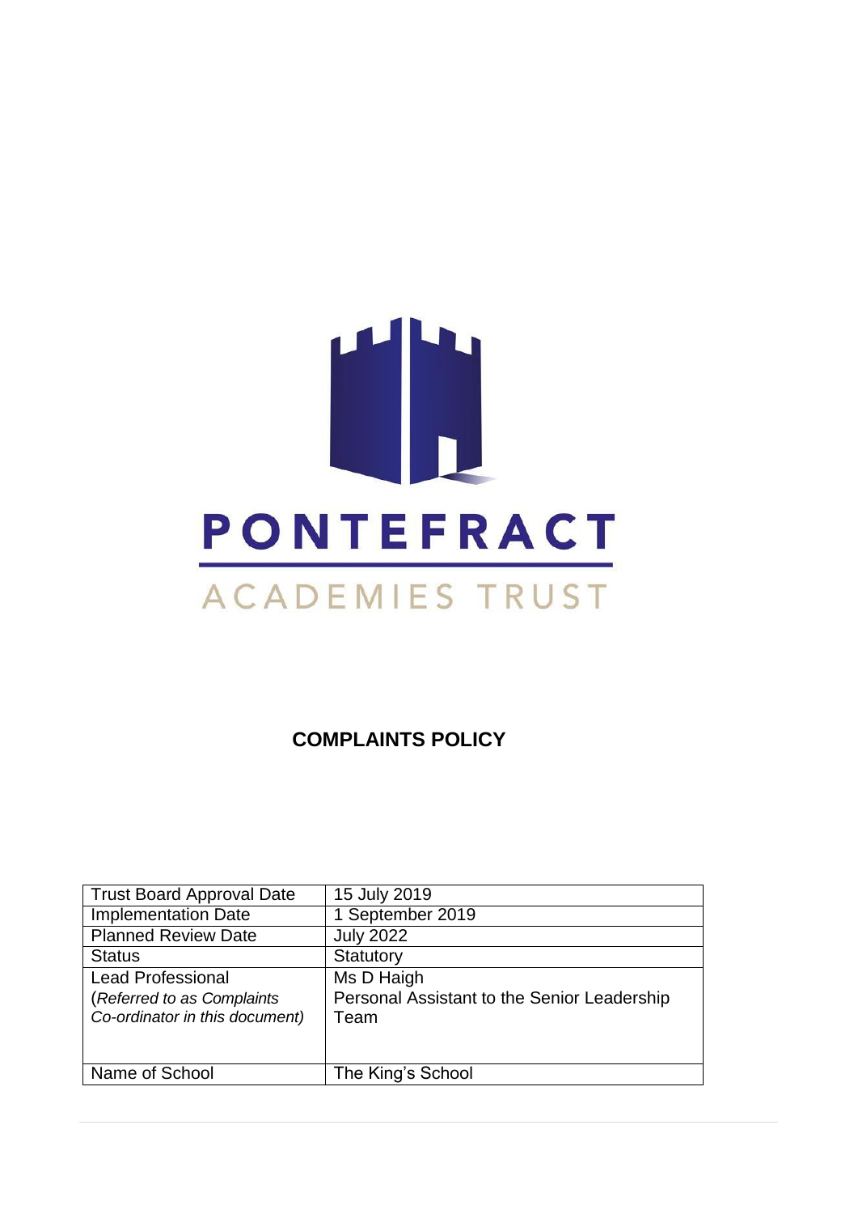PONTEFRACT

ACADEMIES TRUST

# COMPLAINTS POLICY

| Trust Board Approval Date | 15 July 2019 |
| --- | --- |
| Implementation Date | 1 September 2019 |
| Planned Review Date | July 2022 |
| Status | Statutory |
| Lead Professional (*Referred to as Complaints Co-ordinator in this document)* | Ms D Haigh Personal Assistant to the Senior Leadership Team |
| Name of School | The King's School |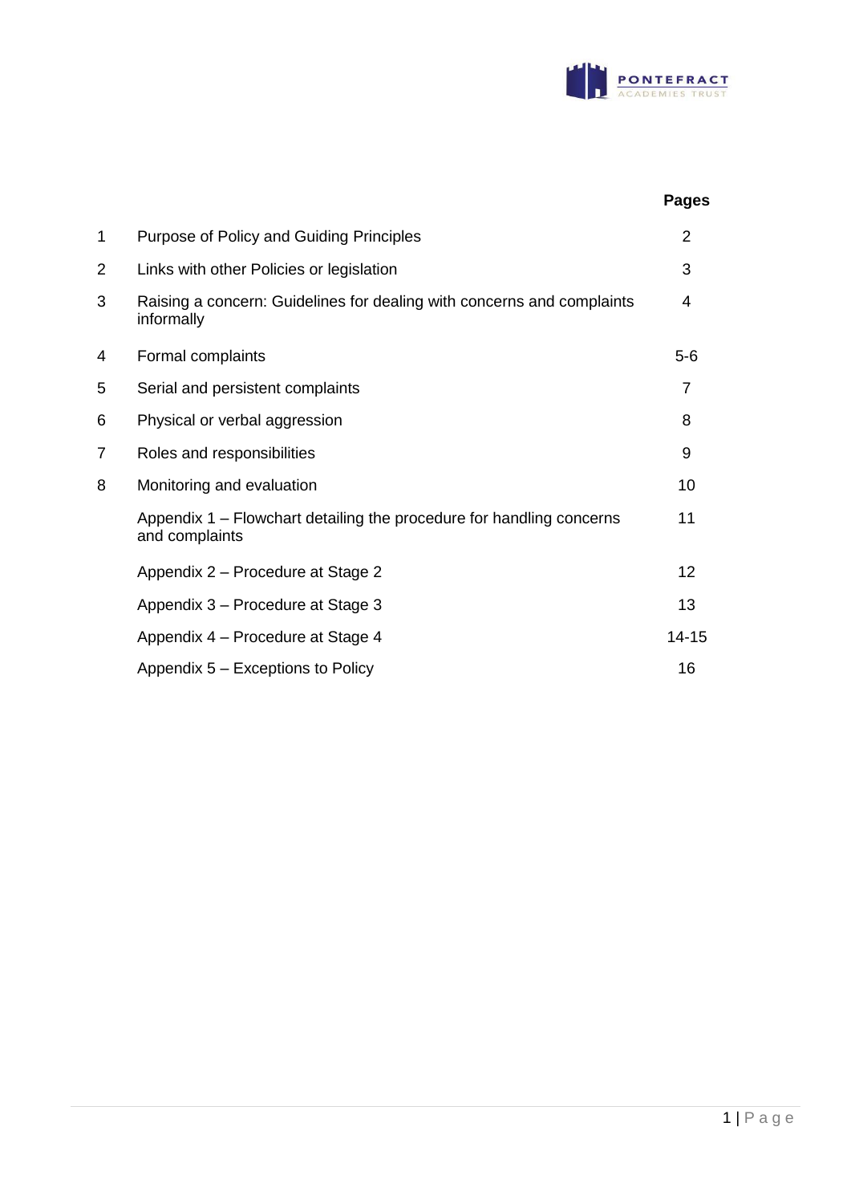| | | Pages |
|---|---|---|
| 1 | Purpose of Policy and Guiding Principles | 2 |
| 2 | Links with other Policies or legislation | 3 |
| 3 | Raising a concern: Guidelines for dealing with concerns and complaints informally | 4 |
| 4 | Formal complaints | 5-6 |
| 5 | Serial and persistent complaints | 7 |
| 6 | Physical or verbal aggression | 8 |
| 7 | Roles and responsibilities | 9 |
| 8 | Monitoring and evaluation | 10 |
| | Appendix 1 – Flowchart detailing the procedure for handling concerns and complaints | 11 |
| | Appendix 2 – Procedure at Stage 2 | 12 |
| | Appendix 3 – Procedure at Stage 3 | 13 |
| | Appendix 4 – Procedure at Stage 4 | 14-15 |
| | Appendix 5 – Exceptions to Policy | 16 |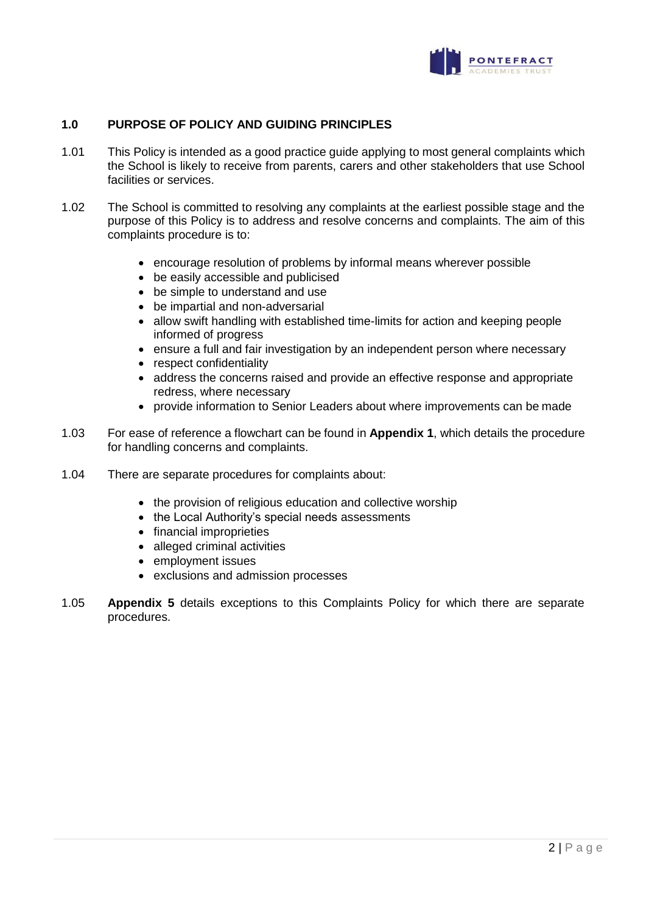## 1.0 PURPOSE OF POLICY AND GUIDING PRINCIPLES

1.01 This Policy is intended as a good practice guide applying to most general complaints which the School is likely to receive from parents, carers and other stakeholders that use School facilities or services.

1.02 The School is committed to resolving any complaints at the earliest possible stage and the purpose of this Policy is to address and resolve concerns and complaints. The aim of this complaints procedure is to:

- encourage resolution of problems by informal means wherever possible
- be easily accessible and publicised
- be simple to understand and use
- be impartial and non-adversarial
- allow swift handling with established time-limits for action and keeping people informed of progress
- ensure a full and fair investigation by an independent person where necessary
- respect confidentiality
- address the concerns raised and provide an effective response and appropriate redress, where necessary
- provide information to Senior Leaders about where improvements can be made

1.03 For ease of reference a flowchart can be found in **Appendix 1**, which details the procedure for handling concerns and complaints.

1.04 There are separate procedures for complaints about:

- the provision of religious education and collective worship
- the Local Authority's special needs assessments
- financial improprieties
- alleged criminal activities
- employment issues
- exclusions and admission processes

1.05 **Appendix 5** details exceptions to this Complaints Policy for which there are separate procedures.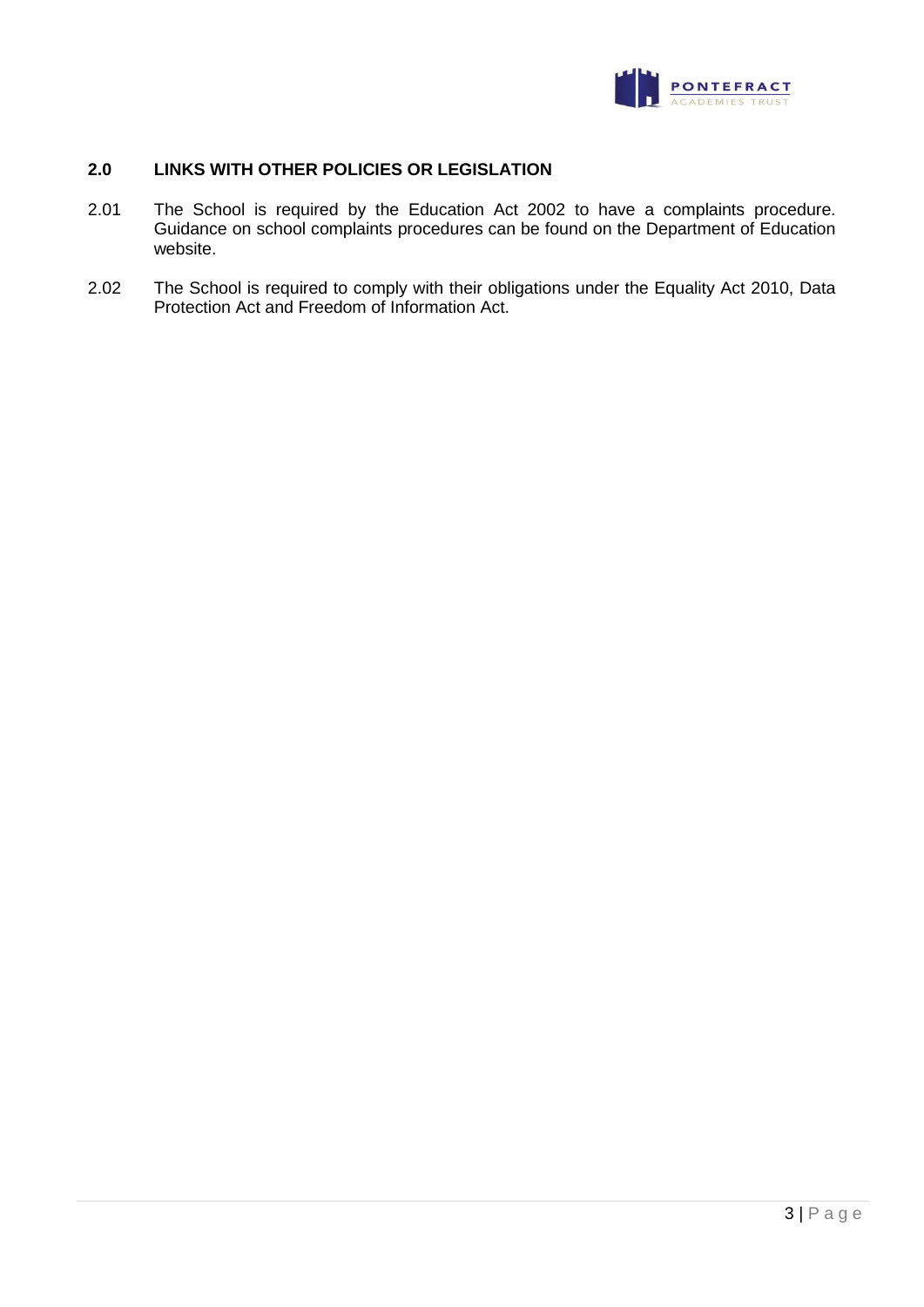## 2.0 LINKS WITH OTHER POLICIES OR LEGISLATION

2.01 The School is required by the Education Act 2002 to have a complaints procedure. Guidance on school complaints procedures can be found on the Department of Education website.

2.02 The School is required to comply with their obligations under the Equality Act 2010, Data Protection Act and Freedom of Information Act.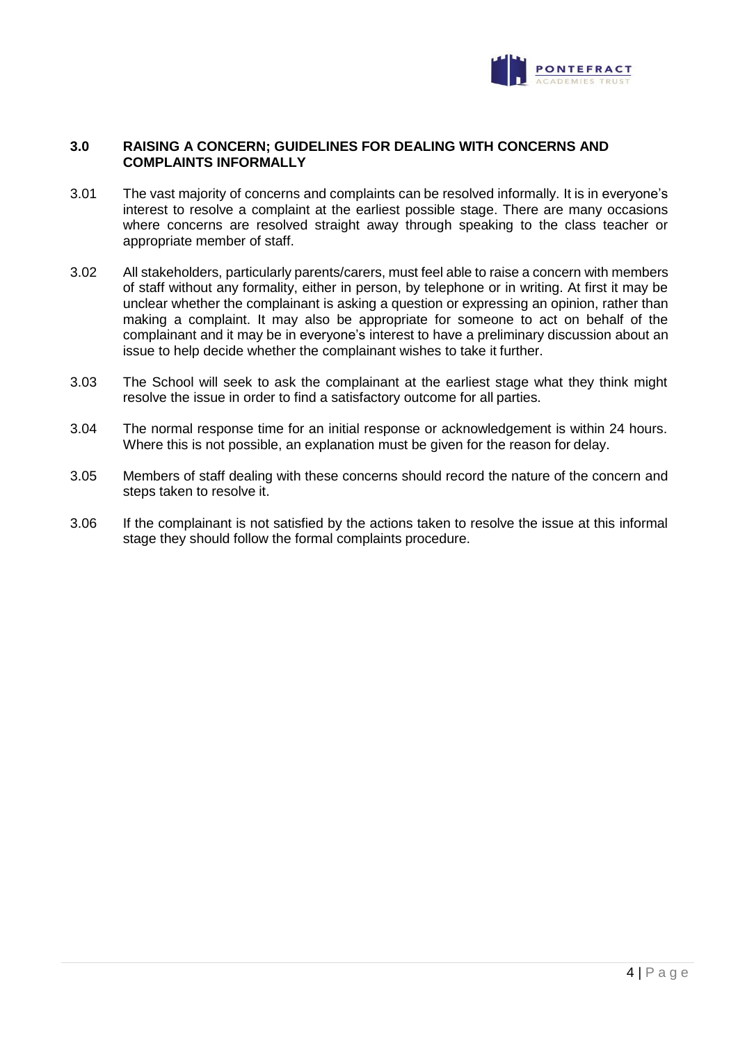## 3.0 RAISING A CONCERN; GUIDELINES FOR DEALING WITH CONCERNS AND COMPLAINTS INFORMALLY

3.01 The vast majority of concerns and complaints can be resolved informally. It is in everyone's interest to resolve a complaint at the earliest possible stage. There are many occasions where concerns are resolved straight away through speaking to the class teacher or appropriate member of staff.

3.02 All stakeholders, particularly parents/carers, must feel able to raise a concern with members of staff without any formality, either in person, by telephone or in writing. At first it may be unclear whether the complainant is asking a question or expressing an opinion, rather than making a complaint. It may also be appropriate for someone to act on behalf of the complainant and it may be in everyone's interest to have a preliminary discussion about an issue to help decide whether the complainant wishes to take it further.

3.03 The School will seek to ask the complainant at the earliest stage what they think might resolve the issue in order to find a satisfactory outcome for all parties.

3.04 The normal response time for an initial response or acknowledgement is within 24 hours. Where this is not possible, an explanation must be given for the reason for delay.

3.05 Members of staff dealing with these concerns should record the nature of the concern and steps taken to resolve it.

3.06 If the complainant is not satisfied by the actions taken to resolve the issue at this informal stage they should follow the formal complaints procedure.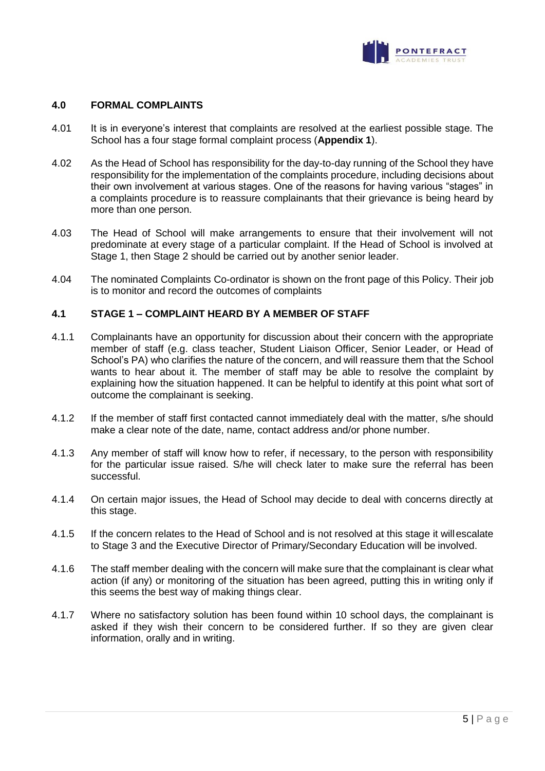## 4.0 FORMAL COMPLAINTS

4.01 It is in everyone's interest that complaints are resolved at the earliest possible stage. The School has a four stage formal complaint process (**Appendix 1**).

4.02 As the Head of School has responsibility for the day-to-day running of the School they have responsibility for the implementation of the complaints procedure, including decisions about their own involvement at various stages. One of the reasons for having various "stages" in a complaints procedure is to reassure complainants that their grievance is being heard by more than one person.

4.03 The Head of School will make arrangements to ensure that their involvement will not predominate at every stage of a particular complaint. If the Head of School is involved at Stage 1, then Stage 2 should be carried out by another senior leader.

4.04 The nominated Complaints Co-ordinator is shown on the front page of this Policy. Their job is to monitor and record the outcomes of complaints

### 4.1 STAGE 1 – COMPLAINT HEARD BY A MEMBER OF STAFF

4.1.1 Complainants have an opportunity for discussion about their concern with the appropriate member of staff (e.g. class teacher, Student Liaison Officer, Senior Leader, or Head of School's PA) who clarifies the nature of the concern, and will reassure them that the School wants to hear about it. The member of staff may be able to resolve the complaint by explaining how the situation happened. It can be helpful to identify at this point what sort of outcome the complainant is seeking.

4.1.2 If the member of staff first contacted cannot immediately deal with the matter, s/he should make a clear note of the date, name, contact address and/or phone number.

4.1.3 Any member of staff will know how to refer, if necessary, to the person with responsibility for the particular issue raised. S/he will check later to make sure the referral has been successful.

4.1.4 On certain major issues, the Head of School may decide to deal with concerns directly at this stage.

4.1.5 If the concern relates to the Head of School and is not resolved at this stage it willescalate to Stage 3 and the Executive Director of Primary/Secondary Education will be involved.

4.1.6 The staff member dealing with the concern will make sure that the complainant is clear what action (if any) or monitoring of the situation has been agreed, putting this in writing only if this seems the best way of making things clear.

4.1.7 Where no satisfactory solution has been found within 10 school days, the complainant is asked if they wish their concern to be considered further. If so they are given clear information, orally and in writing.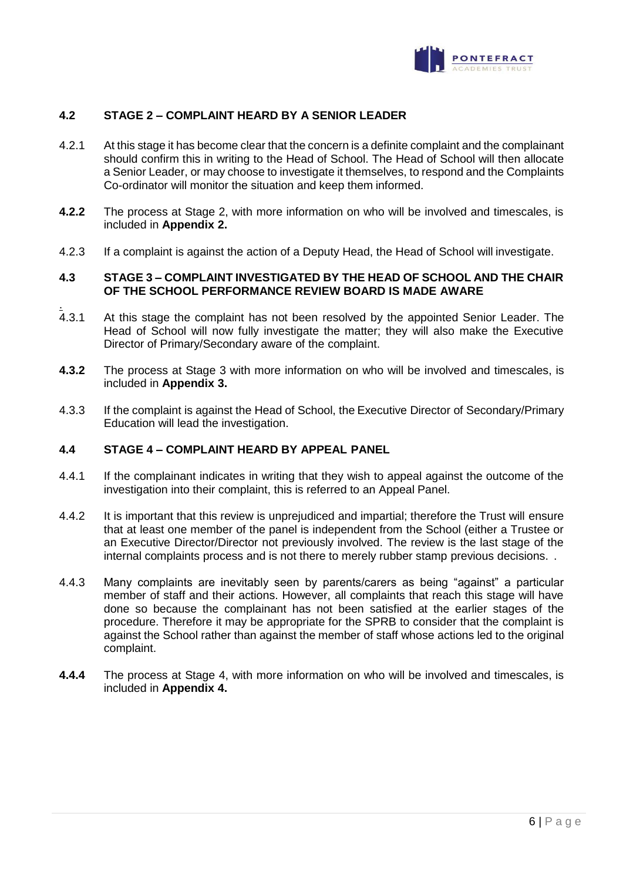## 4.2 STAGE 2 – COMPLAINT HEARD BY A SENIOR LEADER

4.2.1 At this stage it has become clear that the concern is a definite complaint and the complainant should confirm this in writing to the Head of School. The Head of School will then allocate a Senior Leader, or may choose to investigate it themselves, to respond and the Complaints Co-ordinator will monitor the situation and keep them informed.

**4.2.2** The process at Stage 2, with more information on who will be involved and timescales, is included in **Appendix 2.**

4.2.3 If a complaint is against the action of a Deputy Head, the Head of School will investigate.

## 4.3 STAGE 3 – COMPLAINT INVESTIGATED BY THE HEAD OF SCHOOL AND THE CHAIR OF THE SCHOOL PERFORMANCE REVIEW BOARD IS MADE AWARE

4.3.1 At this stage the complaint has not been resolved by the appointed Senior Leader. The Head of School will now fully investigate the matter; they will also make the Executive Director of Primary/Secondary aware of the complaint.

**4.3.2** The process at Stage 3 with more information on who will be involved and timescales, is included in **Appendix 3.**

4.3.3 If the complaint is against the Head of School, the Executive Director of Secondary/Primary Education will lead the investigation.

## 4.4 STAGE 4 – COMPLAINT HEARD BY APPEAL PANEL

4.4.1 If the complainant indicates in writing that they wish to appeal against the outcome of the investigation into their complaint, this is referred to an Appeal Panel.

4.4.2 It is important that this review is unprejudiced and impartial; therefore the Trust will ensure that at least one member of the panel is independent from the School (either a Trustee or an Executive Director/Director not previously involved. The review is the last stage of the internal complaints process and is not there to merely rubber stamp previous decisions. .

4.4.3 Many complaints are inevitably seen by parents/carers as being "against" a particular member of staff and their actions. However, all complaints that reach this stage will have done so because the complainant has not been satisfied at the earlier stages of the procedure. Therefore it may be appropriate for the SPRB to consider that the complaint is against the School rather than against the member of staff whose actions led to the original complaint.

**4.4.4** The process at Stage 4, with more information on who will be involved and timescales, is included in **Appendix 4.**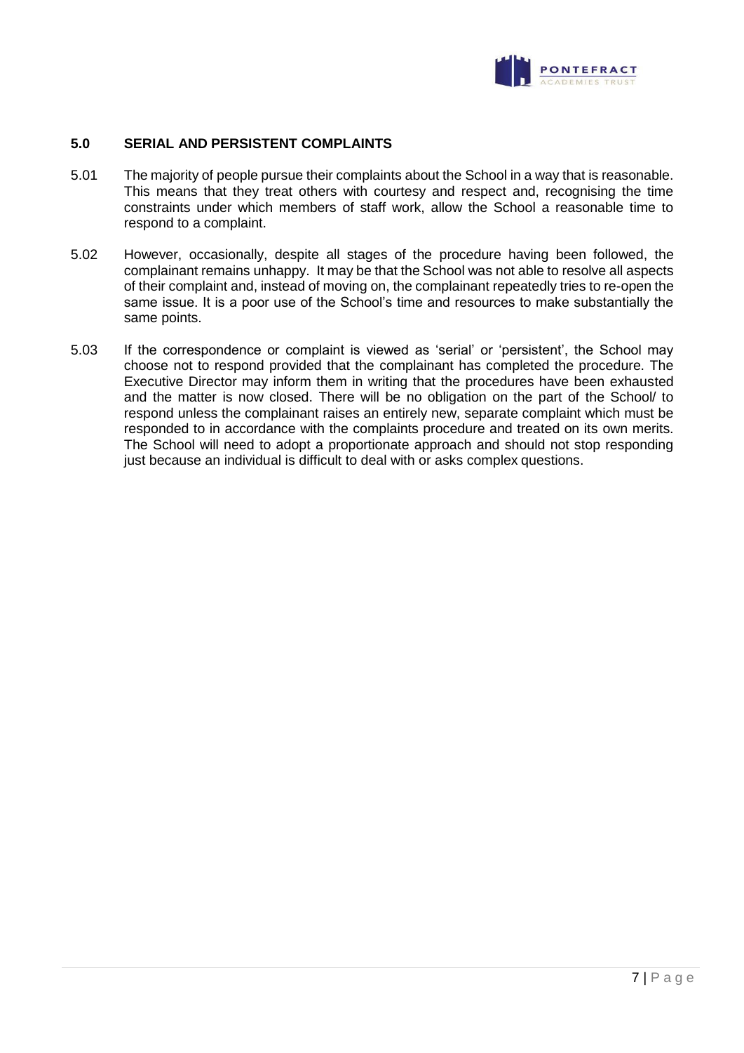## 5.0 SERIAL AND PERSISTENT COMPLAINTS

5.01 The majority of people pursue their complaints about the School in a way that is reasonable. This means that they treat others with courtesy and respect and, recognising the time constraints under which members of staff work, allow the School a reasonable time to respond to a complaint.

5.02 However, occasionally, despite all stages of the procedure having been followed, the complainant remains unhappy. It may be that the School was not able to resolve all aspects of their complaint and, instead of moving on, the complainant repeatedly tries to re-open the same issue. It is a poor use of the School's time and resources to make substantially the same points.

5.03 If the correspondence or complaint is viewed as 'serial' or 'persistent', the School may choose not to respond provided that the complainant has completed the procedure. The Executive Director may inform them in writing that the procedures have been exhausted and the matter is now closed. There will be no obligation on the part of the School/ to respond unless the complainant raises an entirely new, separate complaint which must be responded to in accordance with the complaints procedure and treated on its own merits. The School will need to adopt a proportionate approach and should not stop responding just because an individual is difficult to deal with or asks complex questions.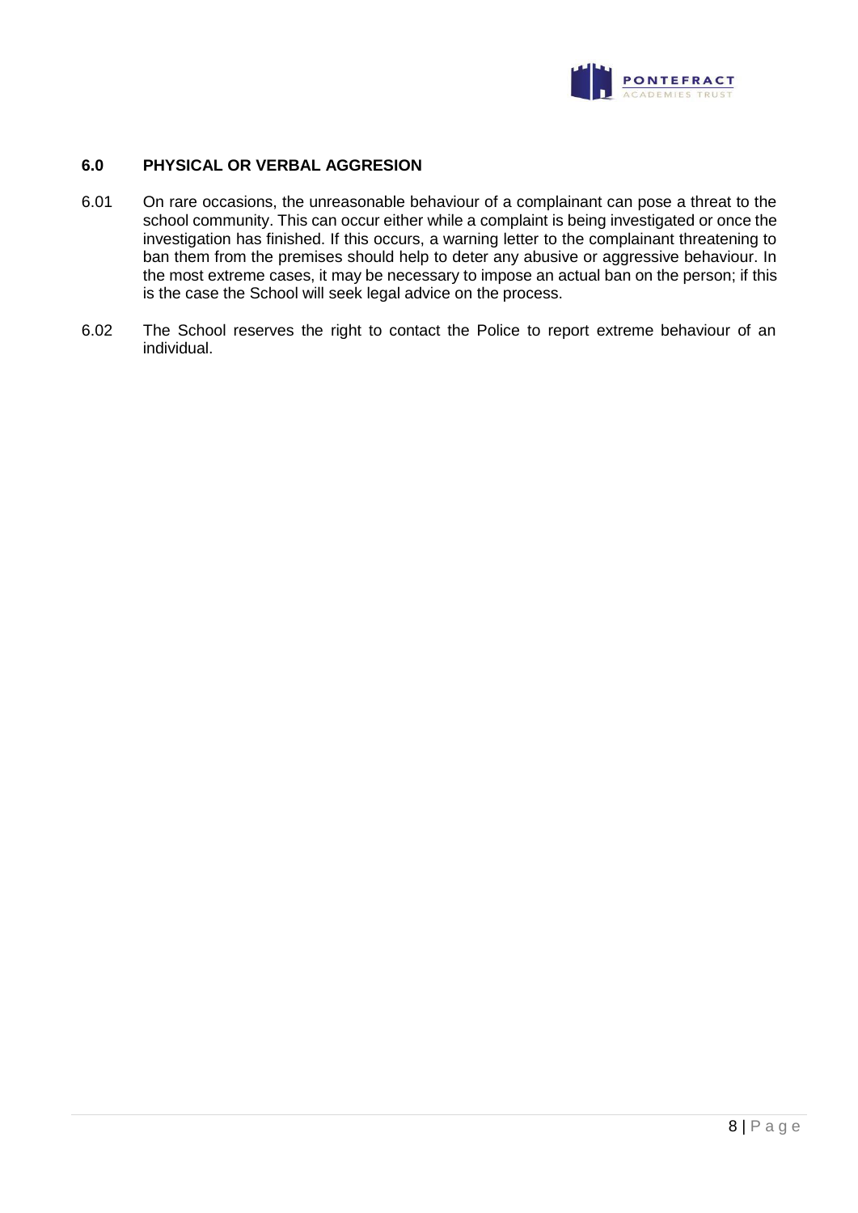## 6.0 PHYSICAL OR VERBAL AGGRESION

6.01 On rare occasions, the unreasonable behaviour of a complainant can pose a threat to the school community. This can occur either while a complaint is being investigated or once the investigation has finished. If this occurs, a warning letter to the complainant threatening to ban them from the premises should help to deter any abusive or aggressive behaviour. In the most extreme cases, it may be necessary to impose an actual ban on the person; if this is the case the School will seek legal advice on the process.

6.02 The School reserves the right to contact the Police to report extreme behaviour of an individual.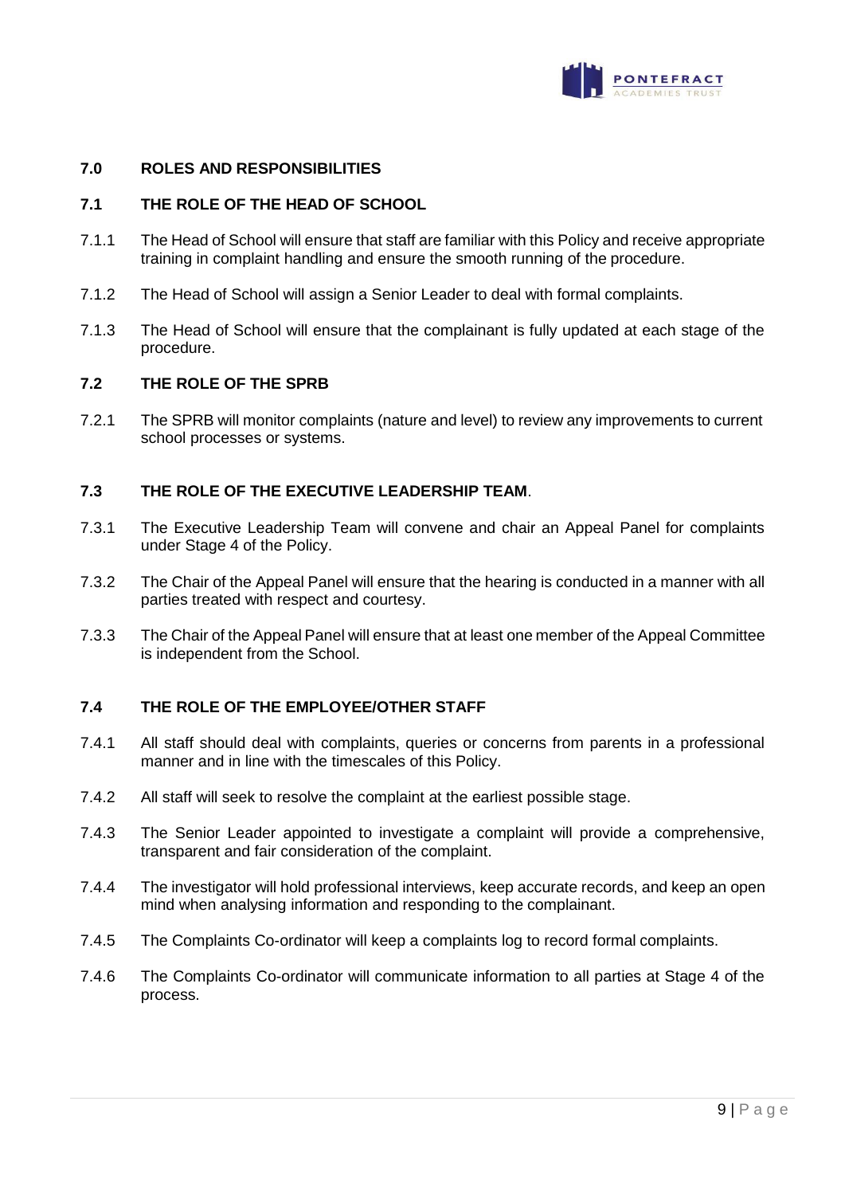## 7.0 ROLES AND RESPONSIBILITIES

### 7.1 THE ROLE OF THE HEAD OF SCHOOL

7.1.1 The Head of School will ensure that staff are familiar with this Policy and receive appropriate training in complaint handling and ensure the smooth running of the procedure.

7.1.2 The Head of School will assign a Senior Leader to deal with formal complaints.

7.1.3 The Head of School will ensure that the complainant is fully updated at each stage of the procedure.

### 7.2 THE ROLE OF THE SPRB

7.2.1 The SPRB will monitor complaints (nature and level) to review any improvements to current school processes or systems.

### 7.3 THE ROLE OF THE EXECUTIVE LEADERSHIP TEAM.

7.3.1 The Executive Leadership Team will convene and chair an Appeal Panel for complaints under Stage 4 of the Policy.

7.3.2 The Chair of the Appeal Panel will ensure that the hearing is conducted in a manner with all parties treated with respect and courtesy.

7.3.3 The Chair of the Appeal Panel will ensure that at least one member of the Appeal Committee is independent from the School.

### 7.4 THE ROLE OF THE EMPLOYEE/OTHER STAFF

7.4.1 All staff should deal with complaints, queries or concerns from parents in a professional manner and in line with the timescales of this Policy.

7.4.2 All staff will seek to resolve the complaint at the earliest possible stage.

7.4.3 The Senior Leader appointed to investigate a complaint will provide a comprehensive, transparent and fair consideration of the complaint.

7.4.4 The investigator will hold professional interviews, keep accurate records, and keep an open mind when analysing information and responding to the complainant.

7.4.5 The Complaints Co-ordinator will keep a complaints log to record formal complaints.

7.4.6 The Complaints Co-ordinator will communicate information to all parties at Stage 4 of the process.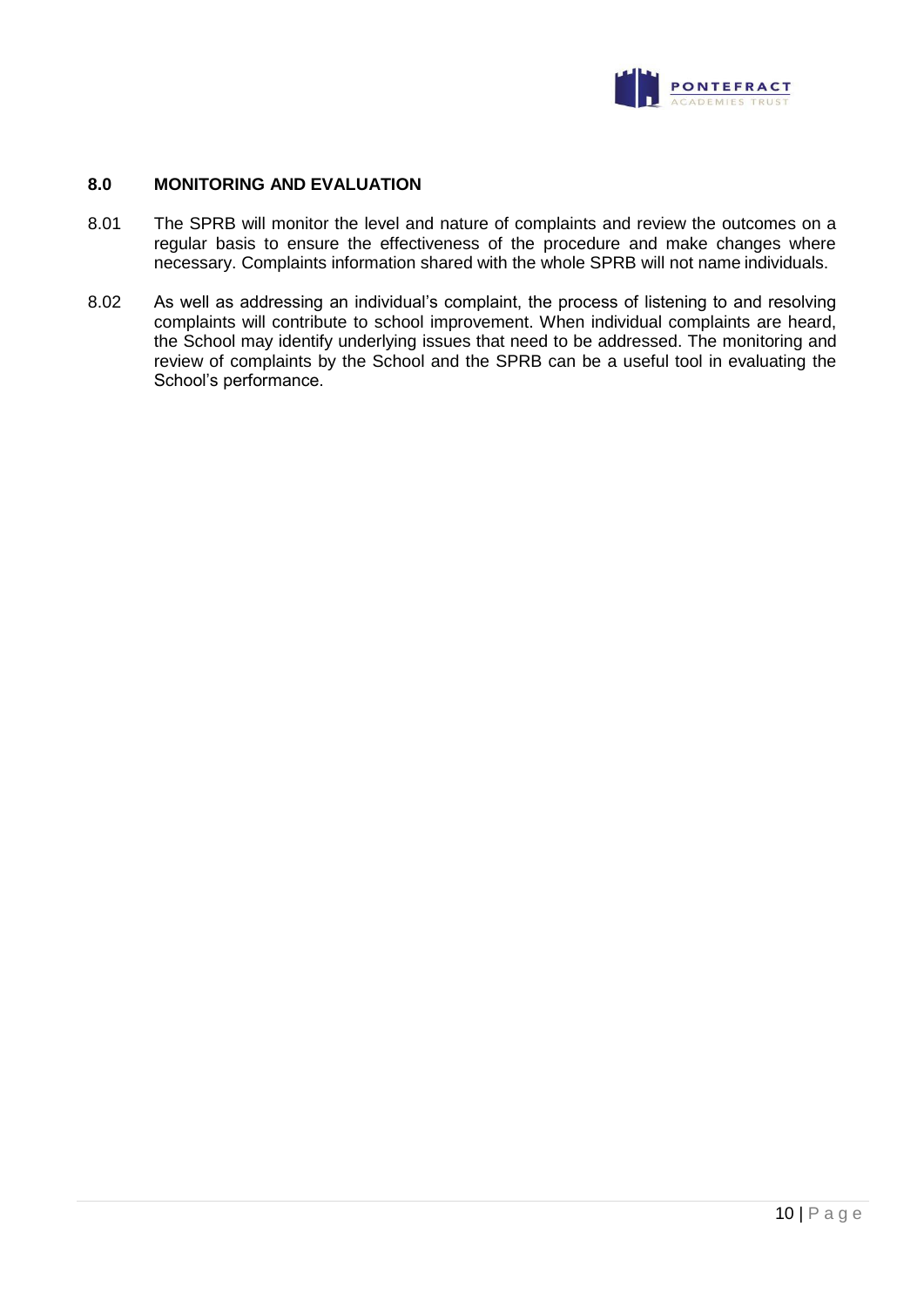## 8.0 MONITORING AND EVALUATION

8.01 The SPRB will monitor the level and nature of complaints and review the outcomes on a regular basis to ensure the effectiveness of the procedure and make changes where necessary. Complaints information shared with the whole SPRB will not name individuals.

8.02 As well as addressing an individual's complaint, the process of listening to and resolving complaints will contribute to school improvement. When individual complaints are heard, the School may identify underlying issues that need to be addressed. The monitoring and review of complaints by the School and the SPRB can be a useful tool in evaluating the School's performance.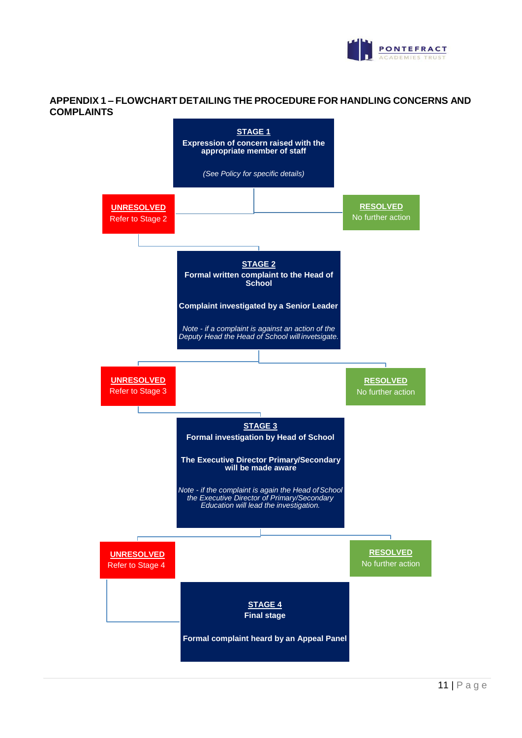## APPENDIX 1 – FLOWCHART DETAILING THE PROCEDURE FOR HANDLING CONCERNS AND COMPLAINTS

**STAGE 1**
**Expression of concern raised with the appropriate member of staff**

*(See Policy for specific details)*

**UNRESOLVED**
Refer to Stage 2

**RESOLVED**
No further action

**STAGE 2**
**Formal written complaint to the Head of School**

**Complaint investigated by a Senior Leader**

*Note - if a complaint is against an action of the Deputy Head the Head of School will invetsigate.*

**UNRESOLVED**
Refer to Stage 3

**RESOLVED**
No further action

**STAGE 3**
**Formal investigation by Head of School**

**The Executive Director Primary/Secondary will be made aware**

*Note - if the complaint is again the Head of School the Executive Director of Primary/Secondary Education will lead the investigation.*

**UNRESOLVED**
Refer to Stage 4

**RESOLVED**
No further action

**STAGE 4**
**Final stage**

**Formal complaint heard by an Appeal Panel**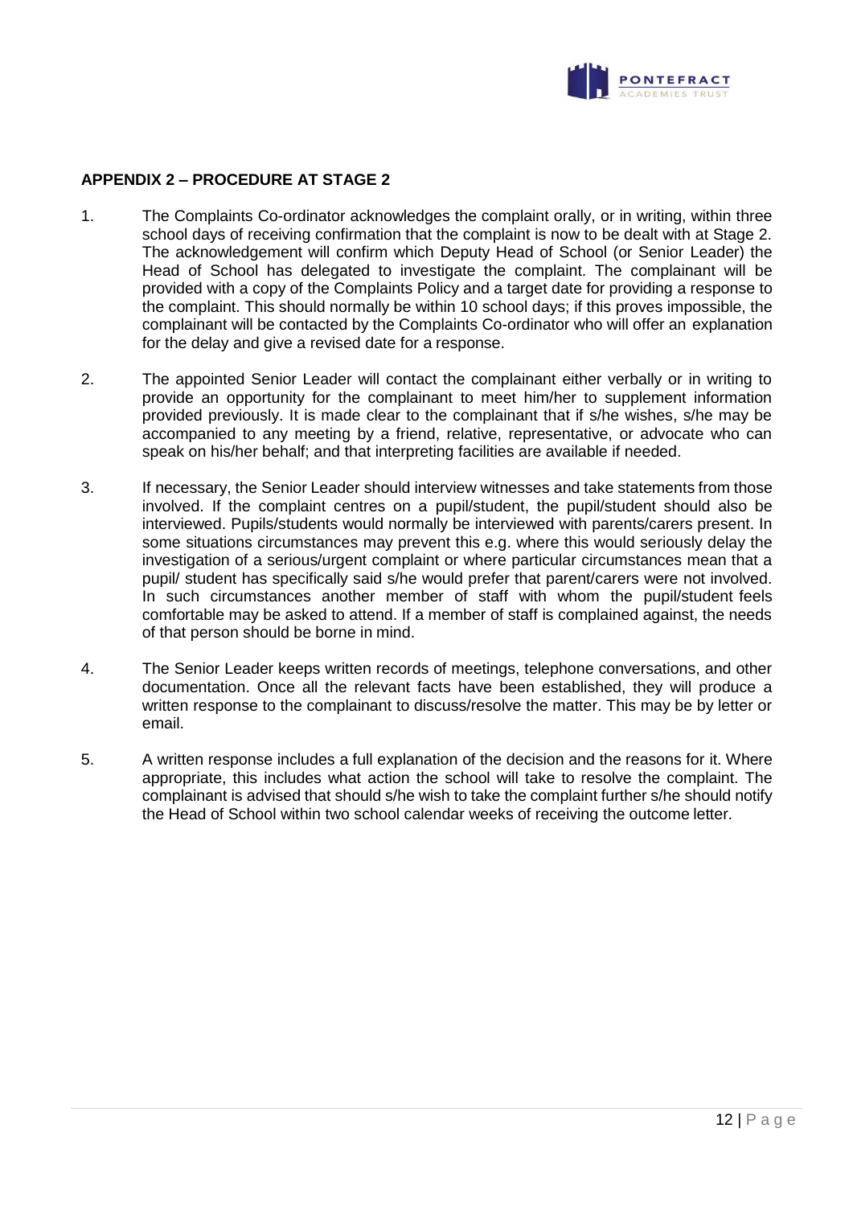## APPENDIX 2 – PROCEDURE AT STAGE 2

1. The Complaints Co-ordinator acknowledges the complaint orally, or in writing, within three school days of receiving confirmation that the complaint is now to be dealt with at Stage 2. The acknowledgement will confirm which Deputy Head of School (or Senior Leader) the Head of School has delegated to investigate the complaint. The complainant will be provided with a copy of the Complaints Policy and a target date for providing a response to the complaint. This should normally be within 10 school days; if this proves impossible, the complainant will be contacted by the Complaints Co-ordinator who will offer an explanation for the delay and give a revised date for a response.

2. The appointed Senior Leader will contact the complainant either verbally or in writing to provide an opportunity for the complainant to meet him/her to supplement information provided previously. It is made clear to the complainant that if s/he wishes, s/he may be accompanied to any meeting by a friend, relative, representative, or advocate who can speak on his/her behalf; and that interpreting facilities are available if needed.

3. If necessary, the Senior Leader should interview witnesses and take statements from those involved. If the complaint centres on a pupil/student, the pupil/student should also be interviewed. Pupils/students would normally be interviewed with parents/carers present. In some situations circumstances may prevent this e.g. where this would seriously delay the investigation of a serious/urgent complaint or where particular circumstances mean that a pupil/ student has specifically said s/he would prefer that parent/carers were not involved. In such circumstances another member of staff with whom the pupil/student feels comfortable may be asked to attend. If a member of staff is complained against, the needs of that person should be borne in mind.

4. The Senior Leader keeps written records of meetings, telephone conversations, and other documentation. Once all the relevant facts have been established, they will produce a written response to the complainant to discuss/resolve the matter. This may be by letter or email.

5. A written response includes a full explanation of the decision and the reasons for it. Where appropriate, this includes what action the school will take to resolve the complaint. The complainant is advised that should s/he wish to take the complaint further s/he should notify the Head of School within two school calendar weeks of receiving the outcome letter.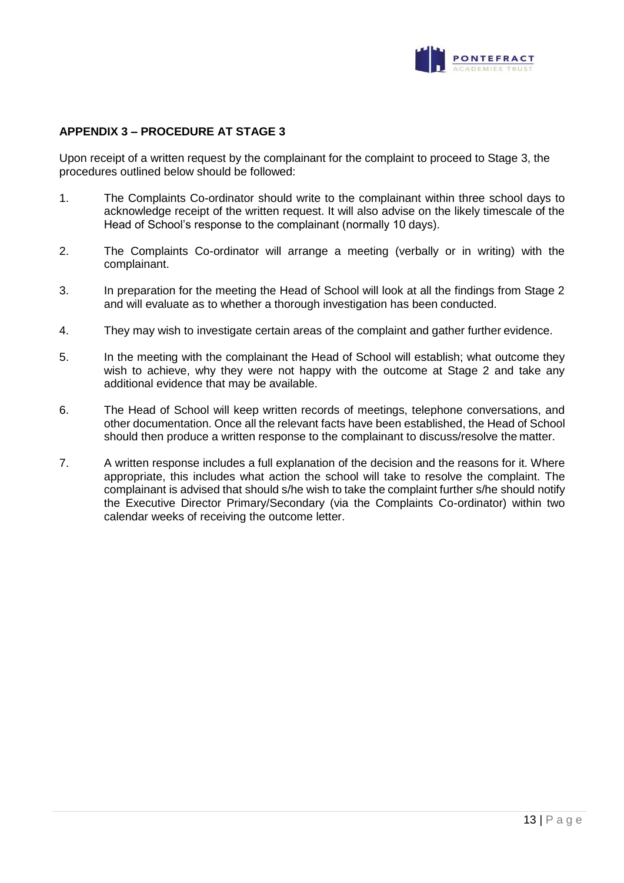## APPENDIX 3 – PROCEDURE AT STAGE 3

Upon receipt of a written request by the complainant for the complaint to proceed to Stage 3, the procedures outlined below should be followed:

1. The Complaints Co-ordinator should write to the complainant within three school days to acknowledge receipt of the written request. It will also advise on the likely timescale of the Head of School's response to the complainant (normally 10 days).

2. The Complaints Co-ordinator will arrange a meeting (verbally or in writing) with the complainant.

3. In preparation for the meeting the Head of School will look at all the findings from Stage 2 and will evaluate as to whether a thorough investigation has been conducted.

4. They may wish to investigate certain areas of the complaint and gather further evidence.

5. In the meeting with the complainant the Head of School will establish; what outcome they wish to achieve, why they were not happy with the outcome at Stage 2 and take any additional evidence that may be available.

6. The Head of School will keep written records of meetings, telephone conversations, and other documentation. Once all the relevant facts have been established, the Head of School should then produce a written response to the complainant to discuss/resolve the matter.

7. A written response includes a full explanation of the decision and the reasons for it. Where appropriate, this includes what action the school will take to resolve the complaint. The complainant is advised that should s/he wish to take the complaint further s/he should notify the Executive Director Primary/Secondary (via the Complaints Co-ordinator) within two calendar weeks of receiving the outcome letter.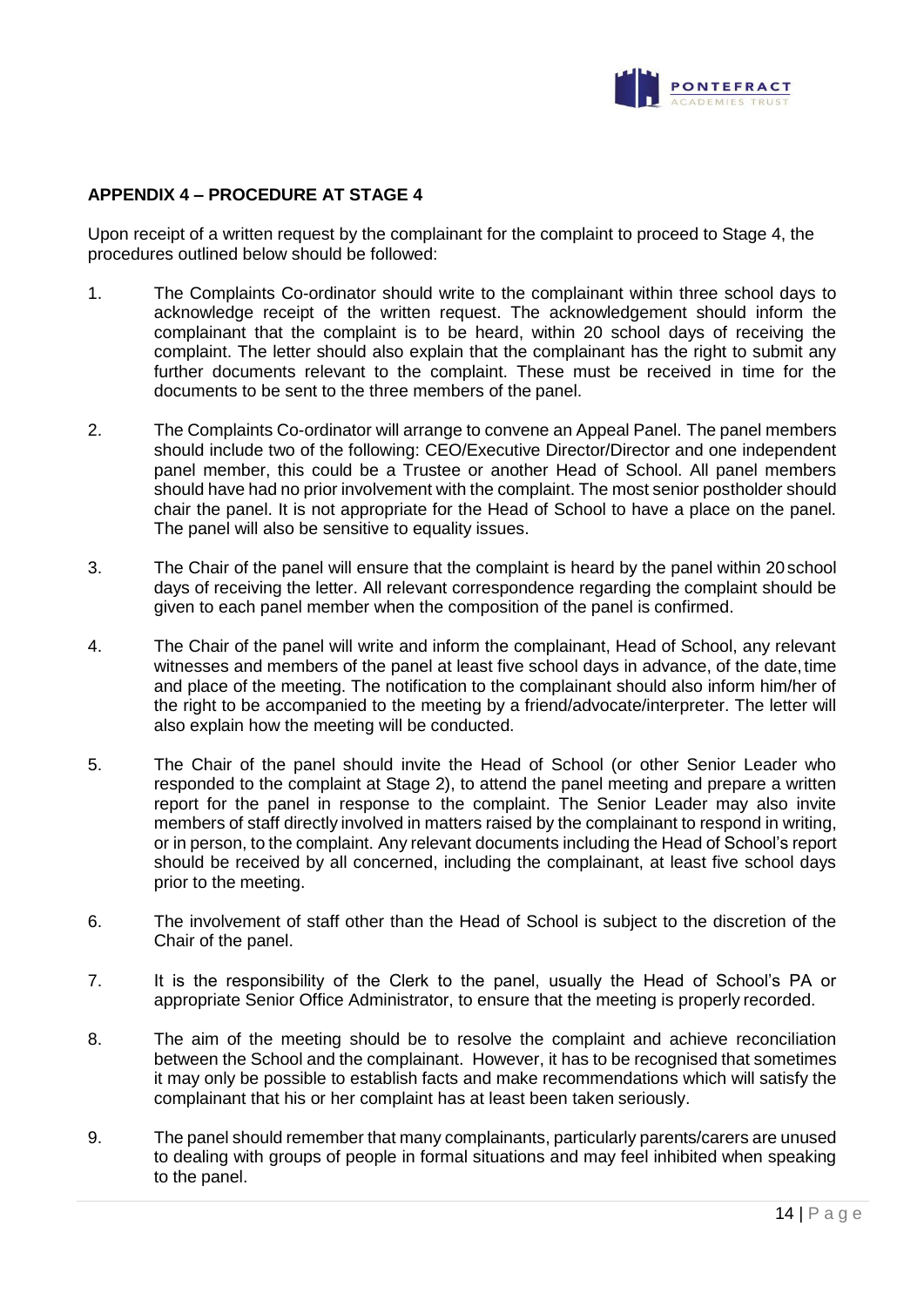## APPENDIX 4 – PROCEDURE AT STAGE 4

Upon receipt of a written request by the complainant for the complaint to proceed to Stage 4, the procedures outlined below should be followed:

1. The Complaints Co-ordinator should write to the complainant within three school days to acknowledge receipt of the written request. The acknowledgement should inform the complainant that the complaint is to be heard, within 20 school days of receiving the complaint. The letter should also explain that the complainant has the right to submit any further documents relevant to the complaint. These must be received in time for the documents to be sent to the three members of the panel.

2. The Complaints Co-ordinator will arrange to convene an Appeal Panel. The panel members should include two of the following: CEO/Executive Director/Director and one independent panel member, this could be a Trustee or another Head of School. All panel members should have had no prior involvement with the complaint. The most senior postholder should chair the panel. It is not appropriate for the Head of School to have a place on the panel. The panel will also be sensitive to equality issues.

3. The Chair of the panel will ensure that the complaint is heard by the panel within 20 school days of receiving the letter. All relevant correspondence regarding the complaint should be given to each panel member when the composition of the panel is confirmed.

4. The Chair of the panel will write and inform the complainant, Head of School, any relevant witnesses and members of the panel at least five school days in advance, of the date, time and place of the meeting. The notification to the complainant should also inform him/her of the right to be accompanied to the meeting by a friend/advocate/interpreter. The letter will also explain how the meeting will be conducted.

5. The Chair of the panel should invite the Head of School (or other Senior Leader who responded to the complaint at Stage 2), to attend the panel meeting and prepare a written report for the panel in response to the complaint. The Senior Leader may also invite members of staff directly involved in matters raised by the complainant to respond in writing, or in person, to the complaint. Any relevant documents including the Head of School's report should be received by all concerned, including the complainant, at least five school days prior to the meeting.

6. The involvement of staff other than the Head of School is subject to the discretion of the Chair of the panel.

7. It is the responsibility of the Clerk to the panel, usually the Head of School's PA or appropriate Senior Office Administrator, to ensure that the meeting is properly recorded.

8. The aim of the meeting should be to resolve the complaint and achieve reconciliation between the School and the complainant. However, it has to be recognised that sometimes it may only be possible to establish facts and make recommendations which will satisfy the complainant that his or her complaint has at least been taken seriously.

9. The panel should remember that many complainants, particularly parents/carers are unused to dealing with groups of people in formal situations and may feel inhibited when speaking to the panel.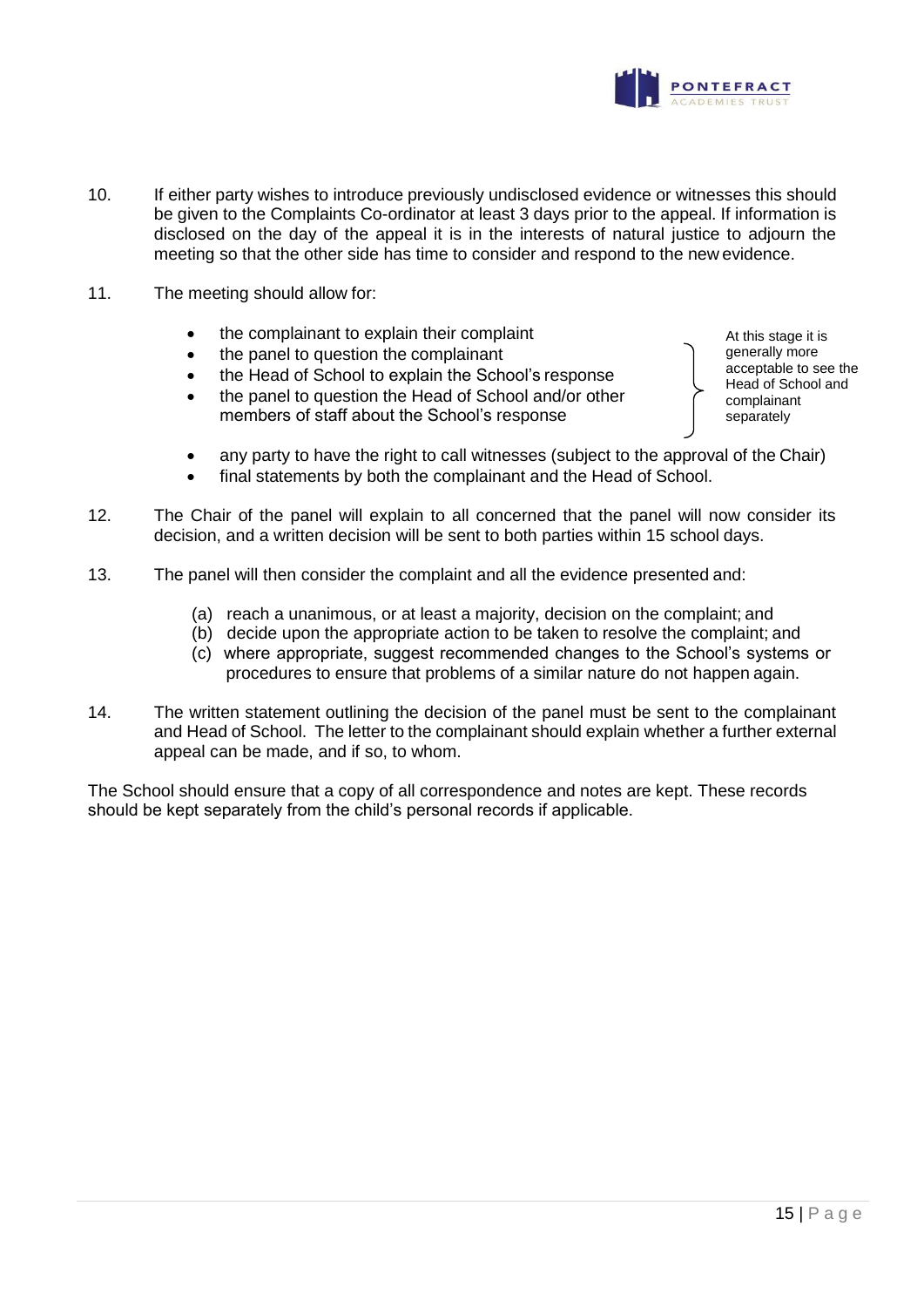10. If either party wishes to introduce previously undisclosed evidence or witnesses this should be given to the Complaints Co-ordinator at least 3 days prior to the appeal. If information is disclosed on the day of the appeal it is in the interests of natural justice to adjourn the meeting so that the other side has time to consider and respond to the new evidence.

11. The meeting should allow for:

    - the complainant to explain their complaint
    - the panel to question the complainant
    - the Head of School to explain the School's response
    - the panel to question the Head of School and/or other members of staff about the School's response

    *(At this stage it is generally more acceptable to see the Head of School and complainant separately)*

    - any party to have the right to call witnesses (subject to the approval of the Chair)
    - final statements by both the complainant and the Head of School.

12. The Chair of the panel will explain to all concerned that the panel will now consider its decision, and a written decision will be sent to both parties within 15 school days.

13. The panel will then consider the complaint and all the evidence presented and:

    (a) reach a unanimous, or at least a majority, decision on the complaint; and
    (b) decide upon the appropriate action to be taken to resolve the complaint; and
    (c) where appropriate, suggest recommended changes to the School's systems or procedures to ensure that problems of a similar nature do not happen again.

14. The written statement outlining the decision of the panel must be sent to the complainant and Head of School. The letter to the complainant should explain whether a further external appeal can be made, and if so, to whom.

The School should ensure that a copy of all correspondence and notes are kept. These records should be kept separately from the child's personal records if applicable.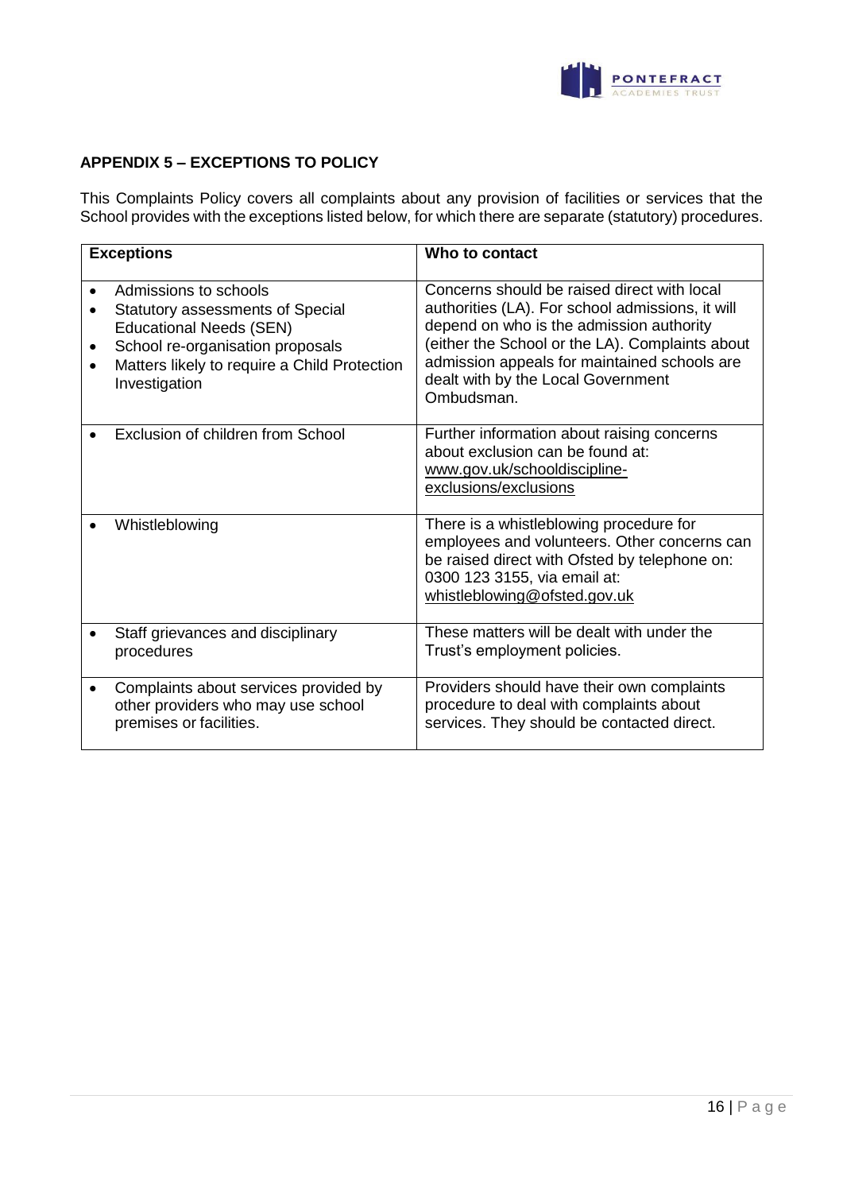**APPENDIX 5 – EXCEPTIONS TO POLICY**

This Complaints Policy covers all complaints about any provision of facilities or services that the School provides with the exceptions listed below, for which there are separate (statutory) procedures.

| Exceptions | Who to contact |
|---|---|
| • Admissions to schools<br>• Statutory assessments of Special Educational Needs (SEN)<br>• School re-organisation proposals<br>• Matters likely to require a Child Protection Investigation | Concerns should be raised direct with local authorities (LA). For school admissions, it will depend on who is the admission authority (either the School or the LA). Complaints about admission appeals for maintained schools are dealt with by the Local Government Ombudsman. |
| • Exclusion of children from School | Further information about raising concerns about exclusion can be found at: www.gov.uk/schooldiscipline-exclusions/exclusions |
| • Whistleblowing | There is a whistleblowing procedure for employees and volunteers. Other concerns can be raised direct with Ofsted by telephone on: 0300 123 3155, via email at: whistleblowing@ofsted.gov.uk |
| • Staff grievances and disciplinary procedures | These matters will be dealt with under the Trust's employment policies. |
| • Complaints about services provided by other providers who may use school premises or facilities. | Providers should have their own complaints procedure to deal with complaints about services. They should be contacted direct. |